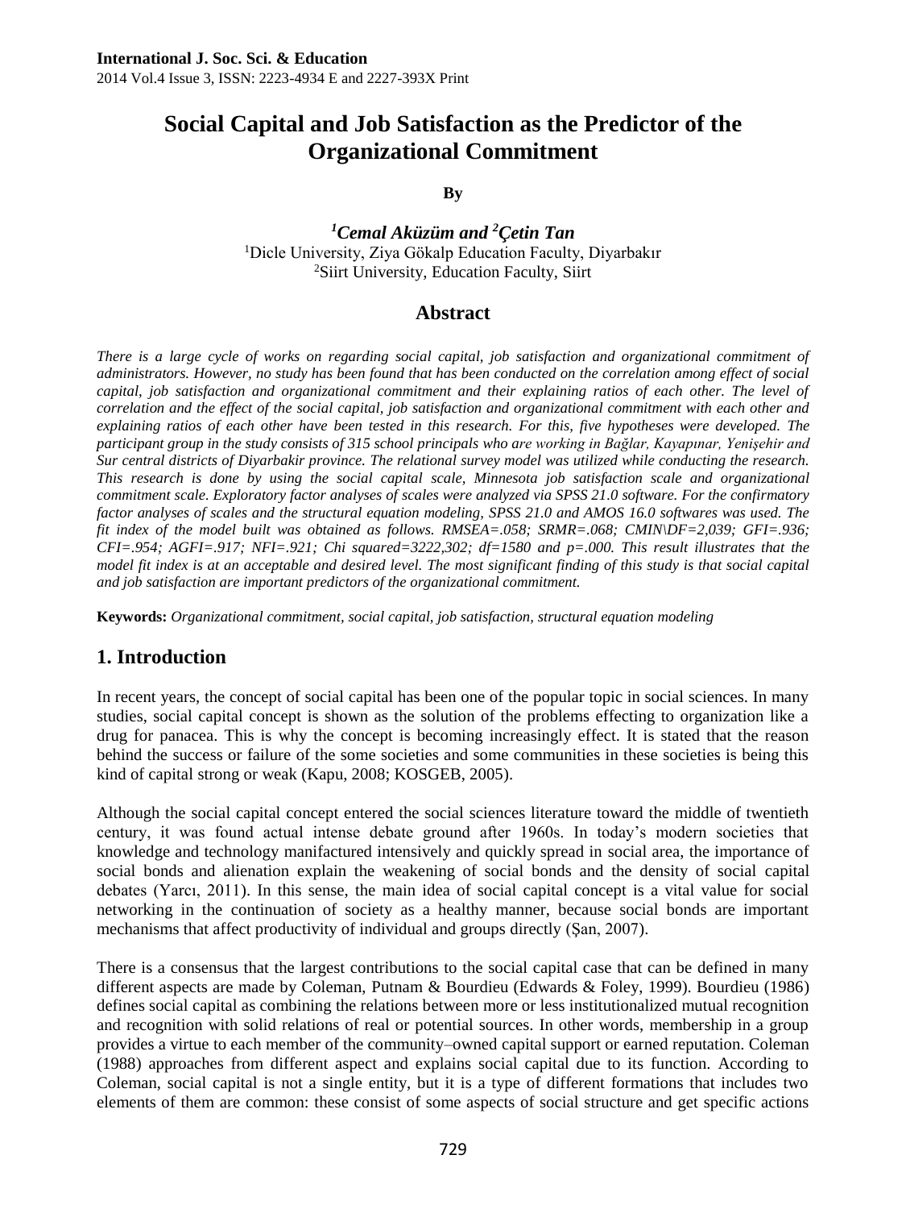# Social Capital and Job Satisfaction as the Predictor of the Organizational Commitment

**By**

***[1]Cemal Aküzüm and [2]Çetin Tan***

[1]Dicle University, Ziya Gökalp Education Faculty, Diyarbakır
[2]Siirt University, Education Faculty, Siirt

## Abstract

*There is a large cycle of works on regarding social capital, job satisfaction and organizational commitment of administrators. However, no study has been found that has been conducted on the correlation among effect of social capital, job satisfaction and organizational commitment and their explaining ratios of each other. The level of correlation and the effect of the social capital, job satisfaction and organizational commitment with each other and explaining ratios of each other have been tested in this research. For this, five hypotheses were developed. The participant group in the study consists of 315 school principals who are working in Bağlar, Kayapınar, Yenişehir and Sur central districts of Diyarbakir province. The relational survey model was utilized while conducting the research. This research is done by using the social capital scale, Minnesota job satisfaction scale and organizational commitment scale. Exploratory factor analyses of scales were analyzed via SPSS 21.0 software. For the confirmatory factor analyses of scales and the structural equation modeling, SPSS 21.0 and AMOS 16.0 softwares was used. The fit index of the model built was obtained as follows. RMSEA=.058; SRMR=.068; CMIN\DF=2,039; GFI=.936; CFI=.954; AGFI=.917; NFI=.921; Chi squared=3222,302; df=1580 and p=.000. This result illustrates that the model fit index is at an acceptable and desired level. The most significant finding of this study is that social capital and job satisfaction are important predictors of the organizational commitment.*

**Keywords:** *Organizational commitment, social capital, job satisfaction, structural equation modeling*

## 1. Introduction

In recent years, the concept of social capital has been one of the popular topic in social sciences. In many studies, social capital concept is shown as the solution of the problems effecting to organization like a drug for panacea. This is why the concept is becoming increasingly effect. It is stated that the reason behind the success or failure of the some societies and some communities in these societies is being this kind of capital strong or weak (Kapu, 2008; KOSGEB, 2005).

Although the social capital concept entered the social sciences literature toward the middle of twentieth century, it was found actual intense debate ground after 1960s. In today's modern societies that knowledge and technology manifactured intensively and quickly spread in social area, the importance of social bonds and alienation explain the weakening of social bonds and the density of social capital debates (Yarcı, 2011). In this sense, the main idea of social capital concept is a vital value for social networking in the continuation of society as a healthy manner, because social bonds are important mechanisms that affect productivity of individual and groups directly (Şan, 2007).

There is a consensus that the largest contributions to the social capital case that can be defined in many different aspects are made by Coleman, Putnam & Bourdieu (Edwards & Foley, 1999). Bourdieu (1986) defines social capital as combining the relations between more or less institutionalized mutual recognition and recognition with solid relations of real or potential sources. In other words, membership in a group provides a virtue to each member of the community–owned capital support or earned reputation. Coleman (1988) approaches from different aspect and explains social capital due to its function. According to Coleman, social capital is not a single entity, but it is a type of different formations that includes two elements of them are common: these consist of some aspects of social structure and get specific actions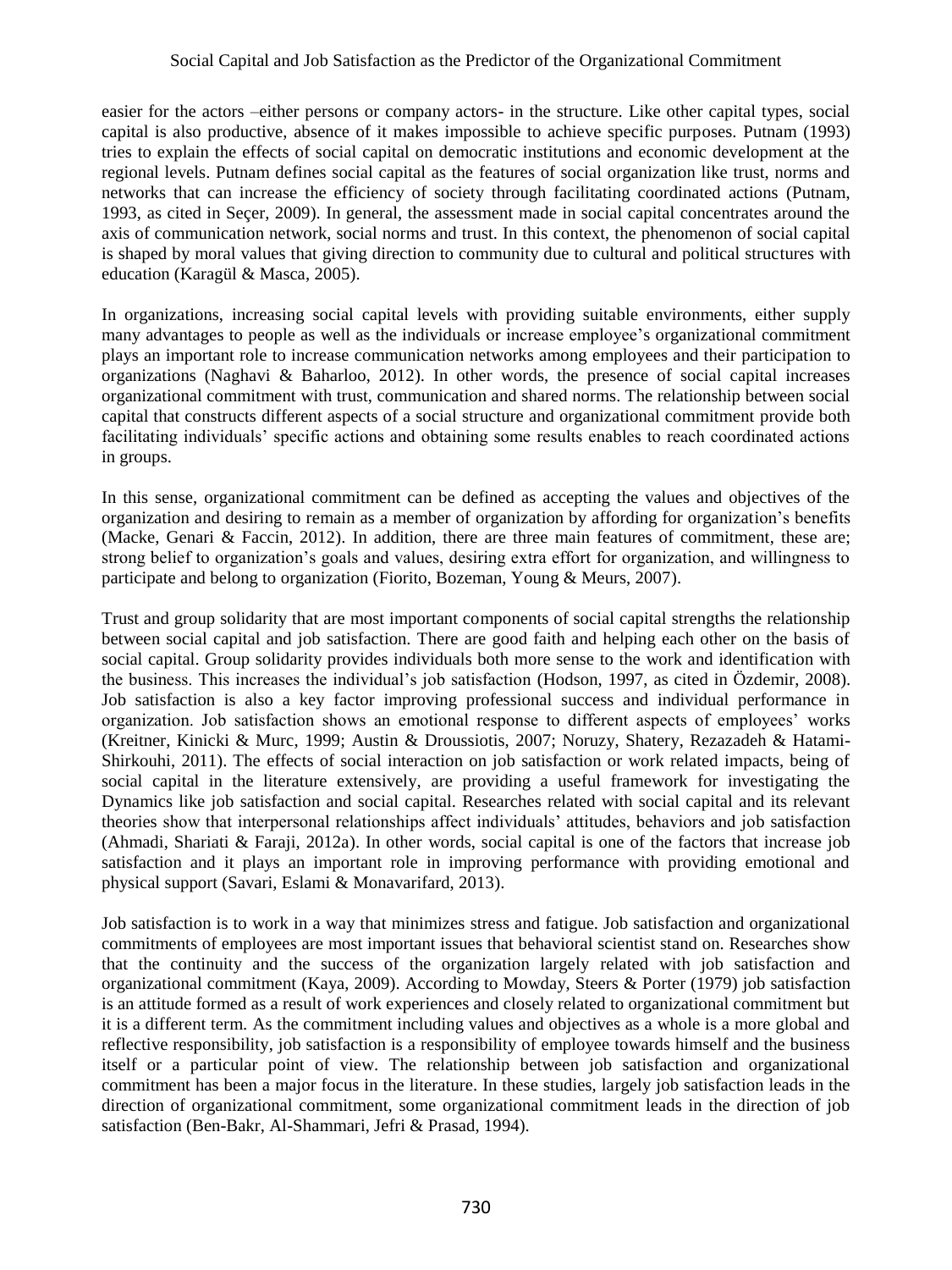easier for the actors –either persons or company actors- in the structure. Like other capital types, social capital is also productive, absence of it makes impossible to achieve specific purposes. Putnam (1993) tries to explain the effects of social capital on democratic institutions and economic development at the regional levels. Putnam defines social capital as the features of social organization like trust, norms and networks that can increase the efficiency of society through facilitating coordinated actions (Putnam, 1993, as cited in Seçer, 2009). In general, the assessment made in social capital concentrates around the axis of communication network, social norms and trust. In this context, the phenomenon of social capital is shaped by moral values that giving direction to community due to cultural and political structures with education (Karagül & Masca, 2005).

In organizations, increasing social capital levels with providing suitable environments, either supply many advantages to people as well as the individuals or increase employee's organizational commitment plays an important role to increase communication networks among employees and their participation to organizations (Naghavi & Baharloo, 2012). In other words, the presence of social capital increases organizational commitment with trust, communication and shared norms. The relationship between social capital that constructs different aspects of a social structure and organizational commitment provide both facilitating individuals' specific actions and obtaining some results enables to reach coordinated actions in groups.

In this sense, organizational commitment can be defined as accepting the values and objectives of the organization and desiring to remain as a member of organization by affording for organization's benefits (Macke, Genari & Faccin, 2012). In addition, there are three main features of commitment, these are; strong belief to organization's goals and values, desiring extra effort for organization, and willingness to participate and belong to organization (Fiorito, Bozeman, Young & Meurs, 2007).

Trust and group solidarity that are most important components of social capital strengths the relationship between social capital and job satisfaction. There are good faith and helping each other on the basis of social capital. Group solidarity provides individuals both more sense to the work and identification with the business. This increases the individual's job satisfaction (Hodson, 1997, as cited in Özdemir, 2008). Job satisfaction is also a key factor improving professional success and individual performance in organization. Job satisfaction shows an emotional response to different aspects of employees' works (Kreitner, Kinicki & Murc, 1999; Austin & Droussiotis, 2007; Noruzy, Shatery, Rezazadeh & Hatami-Shirkouhi, 2011). The effects of social interaction on job satisfaction or work related impacts, being of social capital in the literature extensively, are providing a useful framework for investigating the Dynamics like job satisfaction and social capital. Researches related with social capital and its relevant theories show that interpersonal relationships affect individuals' attitudes, behaviors and job satisfaction (Ahmadi, Shariati & Faraji, 2012a). In other words, social capital is one of the factors that increase job satisfaction and it plays an important role in improving performance with providing emotional and physical support (Savari, Eslami & Monavarifard, 2013).

Job satisfaction is to work in a way that minimizes stress and fatigue. Job satisfaction and organizational commitments of employees are most important issues that behavioral scientist stand on. Researches show that the continuity and the success of the organization largely related with job satisfaction and organizational commitment (Kaya, 2009). According to Mowday, Steers & Porter (1979) job satisfaction is an attitude formed as a result of work experiences and closely related to organizational commitment but it is a different term. As the commitment including values and objectives as a whole is a more global and reflective responsibility, job satisfaction is a responsibility of employee towards himself and the business itself or a particular point of view. The relationship between job satisfaction and organizational commitment has been a major focus in the literature. In these studies, largely job satisfaction leads in the direction of organizational commitment, some organizational commitment leads in the direction of job satisfaction (Ben-Bakr, Al-Shammari, Jefri & Prasad, 1994).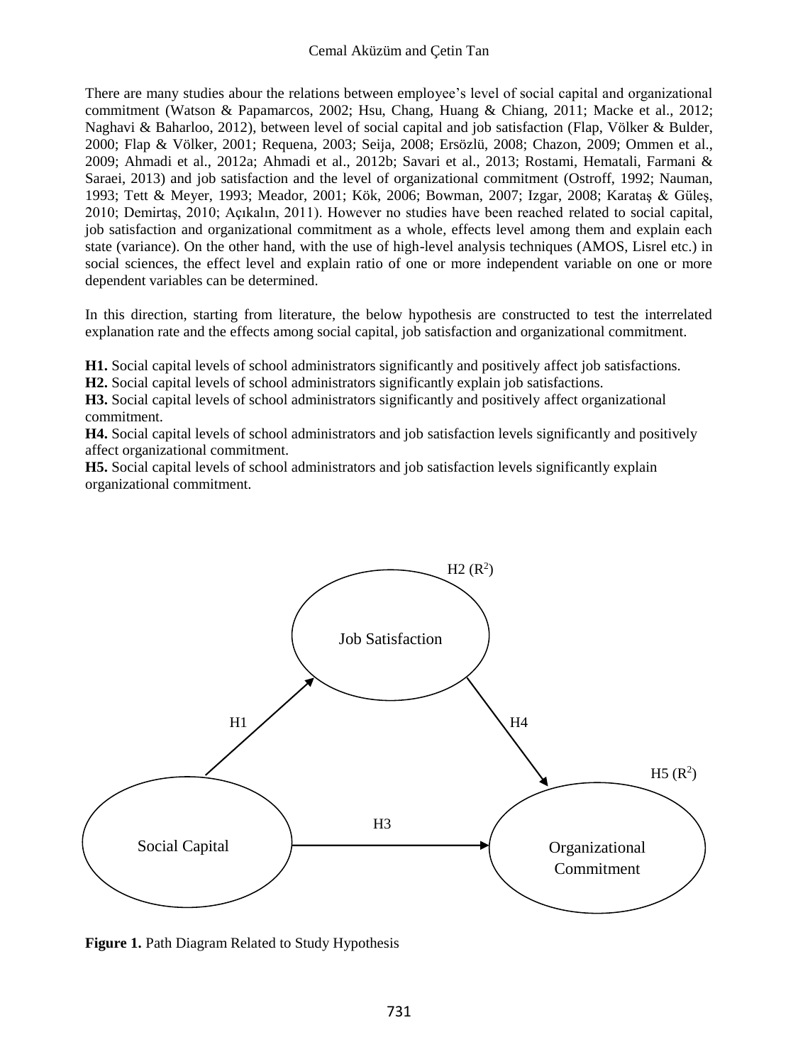There are many studies abour the relations between employee's level of social capital and organizational commitment (Watson & Papamarcos, 2002; Hsu, Chang, Huang & Chiang, 2011; Macke et al., 2012; Naghavi & Baharloo, 2012), between level of social capital and job satisfaction (Flap, Völker & Bulder, 2000; Flap & Völker, 2001; Requena, 2003; Seija, 2008; Ersözlü, 2008; Chazon, 2009; Ommen et al., 2009; Ahmadi et al., 2012a; Ahmadi et al., 2012b; Savari et al., 2013; Rostami, Hematali, Farmani & Saraei, 2013) and job satisfaction and the level of organizational commitment (Ostroff, 1992; Nauman, 1993; Tett & Meyer, 1993; Meador, 2001; Kök, 2006; Bowman, 2007; Izgar, 2008; Karataş & Güleş, 2010; Demirtaş, 2010; Açıkalın, 2011). However no studies have been reached related to social capital, job satisfaction and organizational commitment as a whole, effects level among them and explain each state (variance). On the other hand, with the use of high-level analysis techniques (AMOS, Lisrel etc.) in social sciences, the effect level and explain ratio of one or more independent variable on one or more dependent variables can be determined.

In this direction, starting from literature, the below hypothesis are constructed to test the interrelated explanation rate and the effects among social capital, job satisfaction and organizational commitment.

**H1.** Social capital levels of school administrators significantly and positively affect job satisfactions.
**H2.** Social capital levels of school administrators significantly explain job satisfactions.
**H3.** Social capital levels of school administrators significantly and positively affect organizational commitment.
**H4.** Social capital levels of school administrators and job satisfaction levels significantly and positively affect organizational commitment.
**H5.** Social capital levels of school administrators and job satisfaction levels significantly explain organizational commitment.

H2 ($R^2$)

Job Satisfaction

H1

H4

H5 ($R^2$)

H3

Social Capital

Organizational Commitment

**Figure 1.** Path Diagram Related to Study Hypothesis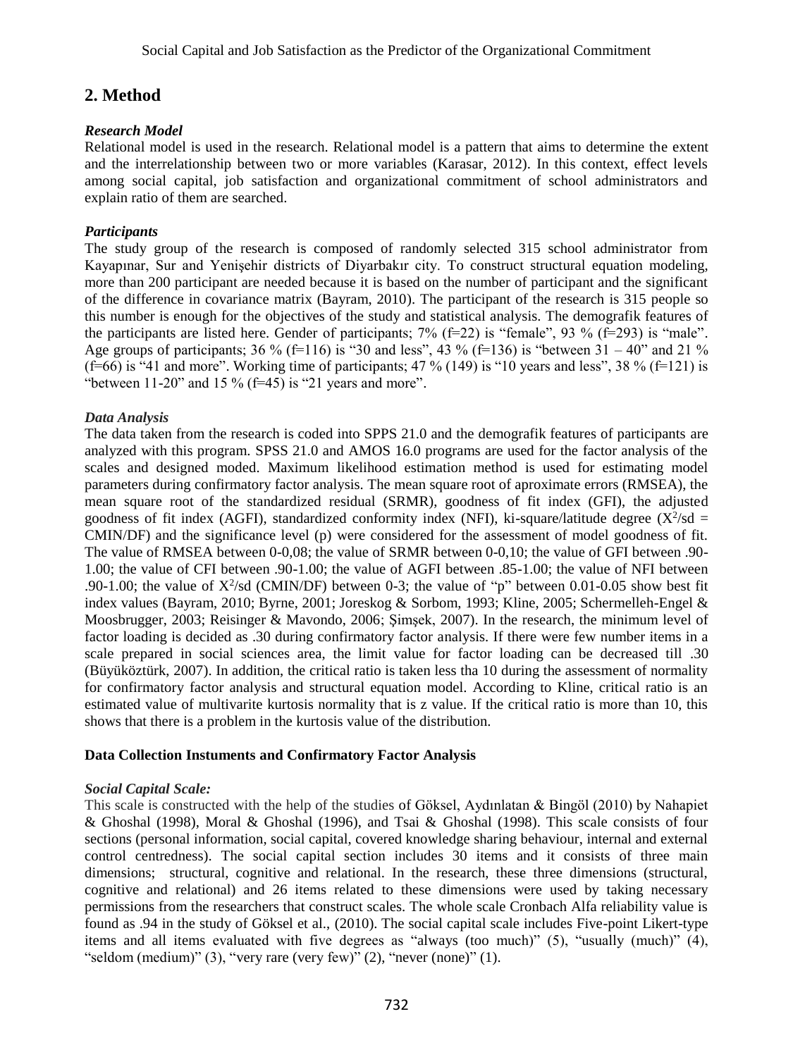## 2. Method

### *Research Model*

Relational model is used in the research. Relational model is a pattern that aims to determine the extent and the interrelationship between two or more variables (Karasar, 2012). In this context, effect levels among social capital, job satisfaction and organizational commitment of school administrators and explain ratio of them are searched.

### *Participants*

The study group of the research is composed of randomly selected 315 school administrator from Kayapınar, Sur and Yenişehir districts of Diyarbakır city. To construct structural equation modeling, more than 200 participant are needed because it is based on the number of participant and the significant of the difference in covariance matrix (Bayram, 2010). The participant of the research is 315 people so this number is enough for the objectives of the study and statistical analysis. The demografik features of the participants are listed here. Gender of participants; 7% (f=22) is "female", 93 % (f=293) is "male". Age groups of participants; 36 % (f=116) is "30 and less", 43 % (f=136) is "between 31 – 40" and 21 % (f=66) is "41 and more". Working time of participants; 47 % (149) is "10 years and less", 38 % (f=121) is "between 11-20" and 15 % (f=45) is "21 years and more".

### *Data Analysis*

The data taken from the research is coded into SPPS 21.0 and the demografik features of participants are analyzed with this program. SPSS 21.0 and AMOS 16.0 programs are used for the factor analysis of the scales and designed moded. Maximum likelihood estimation method is used for estimating model parameters during confirmatory factor analysis. The mean square root of aproximate errors (RMSEA), the mean square root of the standardized residual (SRMR), goodness of fit index (GFI), the adjusted goodness of fit index (AGFI), standardized conformity index (NFI), ki-square/latitude degree ($X^2$/sd = CMIN/DF) and the significance level (p) were considered for the assessment of model goodness of fit. The value of RMSEA between 0-0,08; the value of SRMR between 0-0,10; the value of GFI between .90-1.00; the value of CFI between .90-1.00; the value of AGFI between .85-1.00; the value of NFI between .90-1.00; the value of $X^2$/sd (CMIN/DF) between 0-3; the value of "p" between 0.01-0.05 show best fit index values (Bayram, 2010; Byrne, 2001; Joreskog & Sorbom, 1993; Kline, 2005; Schermelleh-Engel & Moosbrugger, 2003; Reisinger & Mavondo, 2006; Şimşek, 2007). In the research, the minimum level of factor loading is decided as .30 during confirmatory factor analysis. If there were few number items in a scale prepared in social sciences area, the limit value for factor loading can be decreased till .30 (Büyüköztürk, 2007). In addition, the critical ratio is taken less tha 10 during the assessment of normality for confirmatory factor analysis and structural equation model. According to Kline, critical ratio is an estimated value of multivarite kurtosis normality that is z value. If the critical ratio is more than 10, this shows that there is a problem in the kurtosis value of the distribution.

### **Data Collection Instuments and Confirmatory Factor Analysis**

#### *Social Capital Scale:*

This scale is constructed with the help of the studies of Göksel, Aydınlatan & Bingöl (2010) by Nahapiet & Ghoshal (1998), Moral & Ghoshal (1996), and Tsai & Ghoshal (1998). This scale consists of four sections (personal information, social capital, covered knowledge sharing behaviour, internal and external control centredness). The social capital section includes 30 items and it consists of three main dimensions; structural, cognitive and relational. In the research, these three dimensions (structural, cognitive and relational) and 26 items related to these dimensions were used by taking necessary permissions from the researchers that construct scales. The whole scale Cronbach Alfa reliability value is found as .94 in the study of Göksel et al., (2010). The social capital scale includes Five-point Likert-type items and all items evaluated with five degrees as "always (too much)" (5), "usually (much)" (4), "seldom (medium)" (3), "very rare (very few)" (2), "never (none)" (1).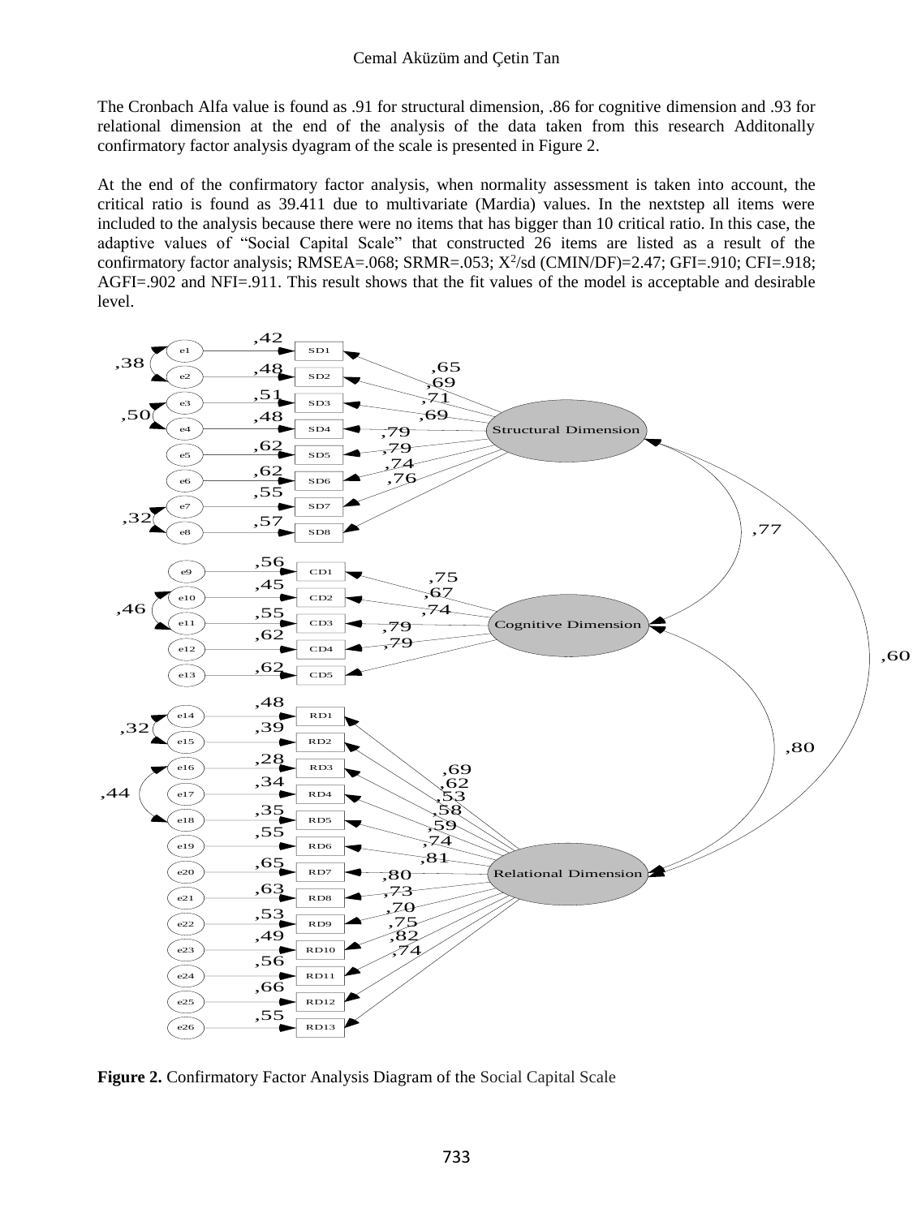The Cronbach Alfa value is found as .91 for structural dimension, .86 for cognitive dimension and .93 for relational dimension at the end of the analysis of the data taken from this research Additonally confirmatory factor analysis dyagram of the scale is presented in Figure 2.

At the end of the confirmatory factor analysis, when normality assessment is taken into account, the critical ratio is found as 39.411 due to multivariate (Mardia) values. In the nextstep all items were included to the analysis because there were no items that has bigger than 10 critical ratio. In this case, the adaptive values of "Social Capital Scale" that constructed 26 items are listed as a result of the confirmatory factor analysis; RMSEA=.068; SRMR=.053; $X^2$/sd (CMIN/DF)=2.47; GFI=.910; CFI=.918; AGFI=.902 and NFI=.911. This result shows that the fit values of the model is acceptable and desirable level.

**Figure 2.** Confirmatory Factor Analysis Diagram of the Social Capital Scale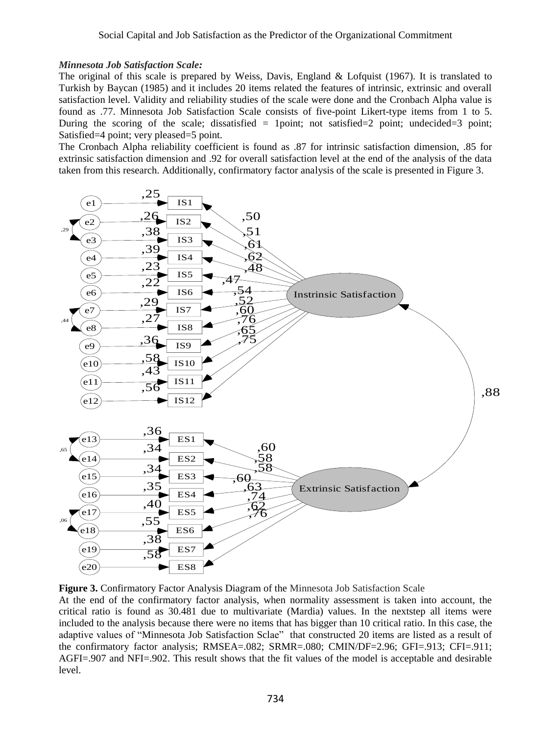***Minnesota Job Satisfaction Scale:***

The original of this scale is prepared by Weiss, Davis, England & Lofquist (1967). It is translated to Turkish by Baycan (1985) and it includes 20 items related the features of intrinsic, extrinsic and overall satisfaction level. Validity and reliability studies of the scale were done and the Cronbach Alpha value is found as .77. Minnesota Job Satisfaction Scale consists of five-point Likert-type items from 1 to 5. During the scoring of the scale; dissatisfied = 1point; not satisfied=2 point; undecided=3 point; Satisfied=4 point; very pleased=5 point.

The Cronbach Alpha reliability coefficient is found as .87 for intrinsic satisfaction dimension, .85 for extrinsic satisfaction dimension and .92 for overall satisfaction level at the end of the analysis of the data taken from this research. Additionally, confirmatory factor analysis of the scale is presented in Figure 3.

**Figure 3.** Confirmatory Factor Analysis Diagram of the Minnesota Job Satisfaction Scale

At the end of the confirmatory factor analysis, when normality assessment is taken into account, the critical ratio is found as 30.481 due to multivariate (Mardia) values. In the nextstep all items were included to the analysis because there were no items that has bigger than 10 critical ratio. In this case, the adaptive values of "Minnesota Job Satisfaction Sclae" that constructed 20 items are listed as a result of the confirmatory factor analysis; RMSEA=.082; SRMR=.080; CMIN/DF=2.96; GFI=.913; CFI=.911; AGFI=.907 and NFI=.902. This result shows that the fit values of the model is acceptable and desirable level.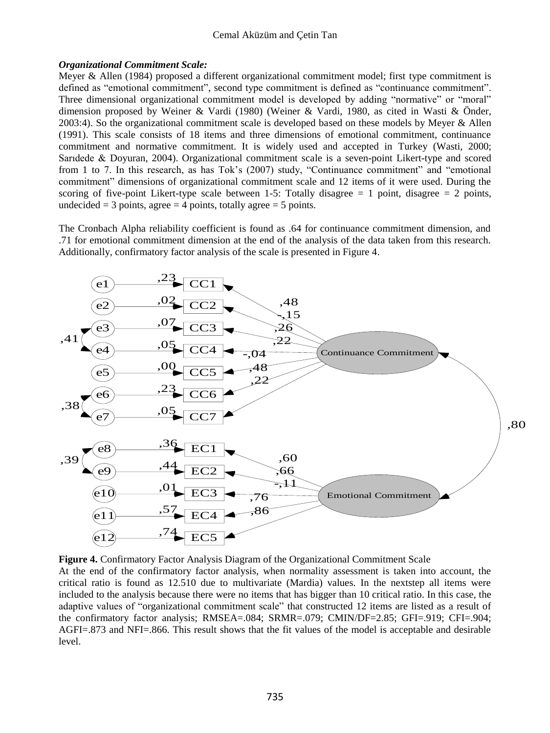### *Organizational Commitment Scale:*

Meyer & Allen (1984) proposed a different organizational commitment model; first type commitment is defined as "emotional commitment", second type commitment is defined as "continuance commitment". Three dimensional organizational commitment model is developed by adding "normative" or "moral" dimension proposed by Weiner & Vardi (1980) (Weiner & Vardi, 1980, as cited in Wasti & Önder, 2003:4). So the organizational commitment scale is developed based on these models by Meyer & Allen (1991). This scale consists of 18 items and three dimensions of emotional commitment, continuance commitment and normative commitment. It is widely used and accepted in Turkey (Wasti, 2000; Sarıdede & Doyuran, 2004). Organizational commitment scale is a seven-point Likert-type and scored from 1 to 7. In this research, as has Tok's (2007) study, "Continuance commitment" and "emotional commitment" dimensions of organizational commitment scale and 12 items of it were used. During the scoring of five-point Likert-type scale between 1-5: Totally disagree = 1 point, disagree = 2 points, undecided = 3 points, agree = 4 points, totally agree = 5 points.

The Cronbach Alpha reliability coefficient is found as .64 for continuance commitment dimension, and .71 for emotional commitment dimension at the end of the analysis of the data taken from this research. Additionally, confirmatory factor analysis of the scale is presented in Figure 4.

**Figure 4.** Confirmatory Factor Analysis Diagram of the Organizational Commitment Scale

At the end of the confirmatory factor analysis, when normality assessment is taken into account, the critical ratio is found as 12.510 due to multivariate (Mardia) values. In the nextstep all items were included to the analysis because there were no items that has bigger than 10 critical ratio. In this case, the adaptive values of "organizational commitment scale" that constructed 12 items are listed as a result of the confirmatory factor analysis; RMSEA=.084; SRMR=.079; CMIN/DF=2.85; GFI=.919; CFI=.904; AGFI=.873 and NFI=.866. This result shows that the fit values of the model is acceptable and desirable level.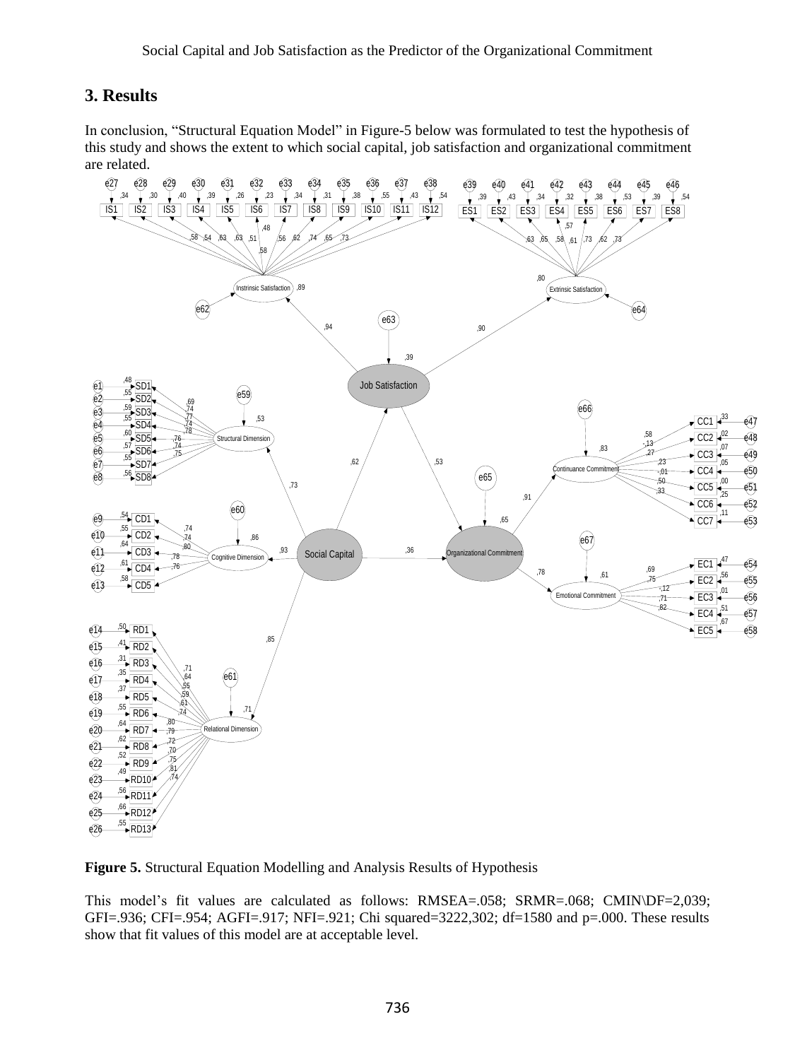## 3. Results

In conclusion, "Structural Equation Model" in Figure-5 below was formulated to test the hypothesis of this study and shows the extent to which social capital, job satisfaction and organizational commitment are related.

**Figure 5.** Structural Equation Modelling and Analysis Results of Hypothesis

This model's fit values are calculated as follows: RMSEA=.058; SRMR=.068; CMIN\DF=2,039; GFI=.936; CFI=.954; AGFI=.917; NFI=.921; Chi squared=3222,302; df=1580 and p=.000. These results show that fit values of this model are at acceptable level.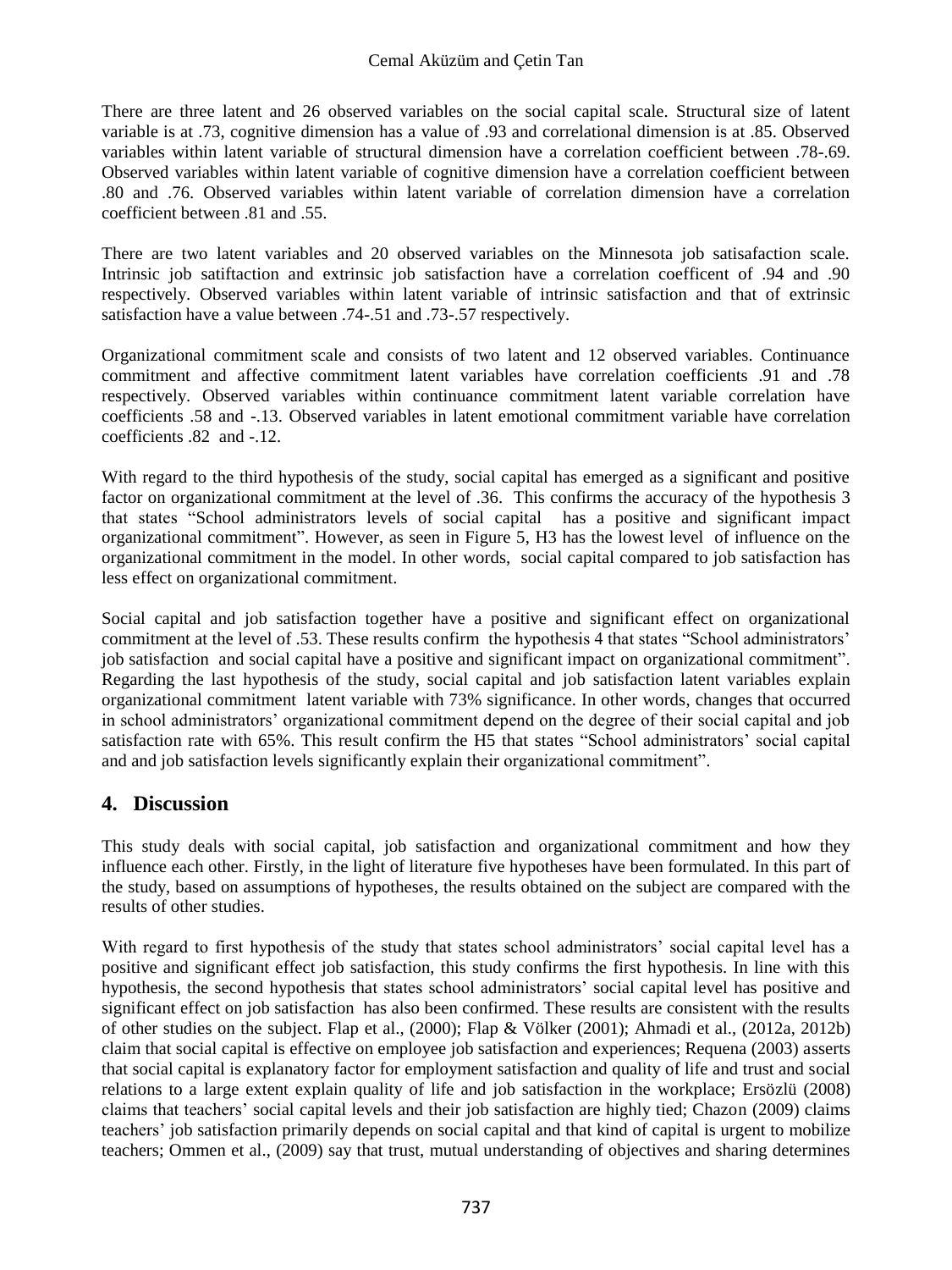There are three latent and 26 observed variables on the social capital scale. Structural size of latent variable is at .73, cognitive dimension has a value of .93 and correlational dimension is at .85. Observed variables within latent variable of structural dimension have a correlation coefficient between .78-.69. Observed variables within latent variable of cognitive dimension have a correlation coefficient between .80 and .76. Observed variables within latent variable of correlation dimension have a correlation coefficient between .81 and .55.

There are two latent variables and 20 observed variables on the Minnesota job satisafaction scale. Intrinsic job satiftaction and extrinsic job satisfaction have a correlation coefficent of .94 and .90 respectively. Observed variables within latent variable of intrinsic satisfaction and that of extrinsic satisfaction have a value between .74-.51 and .73-.57 respectively.

Organizational commitment scale and consists of two latent and 12 observed variables. Continuance commitment and affective commitment latent variables have correlation coefficients .91 and .78 respectively. Observed variables within continuance commitment latent variable correlation have coefficients .58 and -.13. Observed variables in latent emotional commitment variable have correlation coefficients .82 and -.12.

With regard to the third hypothesis of the study, social capital has emerged as a significant and positive factor on organizational commitment at the level of .36. This confirms the accuracy of the hypothesis 3 that states "School administrators levels of social capital has a positive and significant impact organizational commitment". However, as seen in Figure 5, H3 has the lowest level of influence on the organizational commitment in the model. In other words, social capital compared to job satisfaction has less effect on organizational commitment.

Social capital and job satisfaction together have a positive and significant effect on organizational commitment at the level of .53. These results confirm the hypothesis 4 that states "School administrators' job satisfaction and social capital have a positive and significant impact on organizational commitment". Regarding the last hypothesis of the study, social capital and job satisfaction latent variables explain organizational commitment latent variable with 73% significance. In other words, changes that occurred in school administrators' organizational commitment depend on the degree of their social capital and job satisfaction rate with 65%. This result confirm the H5 that states "School administrators' social capital and and job satisfaction levels significantly explain their organizational commitment".

## 4. Discussion

This study deals with social capital, job satisfaction and organizational commitment and how they influence each other. Firstly, in the light of literature five hypotheses have been formulated. In this part of the study, based on assumptions of hypotheses, the results obtained on the subject are compared with the results of other studies.

With regard to first hypothesis of the study that states school administrators' social capital level has a positive and significant effect job satisfaction, this study confirms the first hypothesis. In line with this hypothesis, the second hypothesis that states school administrators' social capital level has positive and significant effect on job satisfaction has also been confirmed. These results are consistent with the results of other studies on the subject. Flap et al., (2000); Flap & Völker (2001); Ahmadi et al., (2012a, 2012b) claim that social capital is effective on employee job satisfaction and experiences; Requena (2003) asserts that social capital is explanatory factor for employment satisfaction and quality of life and trust and social relations to a large extent explain quality of life and job satisfaction in the workplace; Ersözlü (2008) claims that teachers' social capital levels and their job satisfaction are highly tied; Chazon (2009) claims teachers' job satisfaction primarily depends on social capital and that kind of capital is urgent to mobilize teachers; Ommen et al., (2009) say that trust, mutual understanding of objectives and sharing determines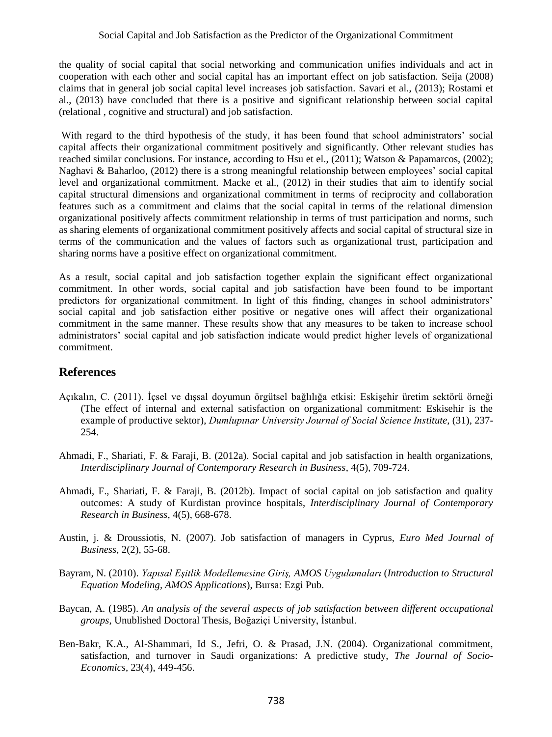the quality of social capital that social networking and communication unifies individuals and act in cooperation with each other and social capital has an important effect on job satisfaction. Seija (2008) claims that in general job social capital level increases job satisfaction. Savari et al., (2013); Rostami et al., (2013) have concluded that there is a positive and significant relationship between social capital (relational , cognitive and structural) and job satisfaction.

With regard to the third hypothesis of the study, it has been found that school administrators' social capital affects their organizational commitment positively and significantly. Other relevant studies has reached similar conclusions. For instance, according to Hsu et el., (2011); Watson & Papamarcos, (2002); Naghavi & Baharloo, (2012) there is a strong meaningful relationship between employees' social capital level and organizational commitment. Macke et al., (2012) in their studies that aim to identify social capital structural dimensions and organizational commitment in terms of reciprocity and collaboration features such as a commitment and claims that the social capital in terms of the relational dimension organizational positively affects commitment relationship in terms of trust participation and norms, such as sharing elements of organizational commitment positively affects and social capital of structural size in terms of the communication and the values of factors such as organizational trust, participation and sharing norms have a positive effect on organizational commitment.

As a result, social capital and job satisfaction together explain the significant effect organizational commitment. In other words, social capital and job satisfaction have been found to be important predictors for organizational commitment. In light of this finding, changes in school administrators' social capital and job satisfaction either positive or negative ones will affect their organizational commitment in the same manner. These results show that any measures to be taken to increase school administrators' social capital and job satisfaction indicate would predict higher levels of organizational commitment.

## References

Açıkalın, C. (2011). İçsel ve dışsal doyumun örgütsel bağlılığa etkisi: Eskişehir üretim sektörü örneği (The effect of internal and external satisfaction on organizational commitment: Eskisehir is the example of productive sektor), *Dumlupınar University Journal of Social Science Institute*, (31), 237-254.

Ahmadi, F., Shariati, F. & Faraji, B. (2012a). Social capital and job satisfaction in health organizations, *Interdisciplinary Journal of Contemporary Research in Business*, 4(5), 709-724.

Ahmadi, F., Shariati, F. & Faraji, B. (2012b). Impact of social capital on job satisfaction and quality outcomes: A study of Kurdistan province hospitals, *Interdisciplinary Journal of Contemporary Research in Business*, 4(5), 668-678.

Austin, j. & Droussiotis, N. (2007). Job satisfaction of managers in Cyprus, *Euro Med Journal of Business*, 2(2), 55-68.

Bayram, N. (2010). *Yapısal Eşitlik Modellemesine Giriş, AMOS Uygulamaları* (*Introduction to Structural Equation Modeling, AMOS Applications*), Bursa: Ezgi Pub.

Baycan, A. (1985). *An analysis of the several aspects of job satisfaction between different occupational groups*, Unublished Doctoral Thesis, Boğaziçi University, İstanbul.

Ben-Bakr, K.A., Al-Shammari, Id S., Jefri, O. & Prasad, J.N. (2004). Organizational commitment, satisfaction, and turnover in Saudi organizations: A predictive study, *The Journal of Socio-Economics*, 23(4), 449-456.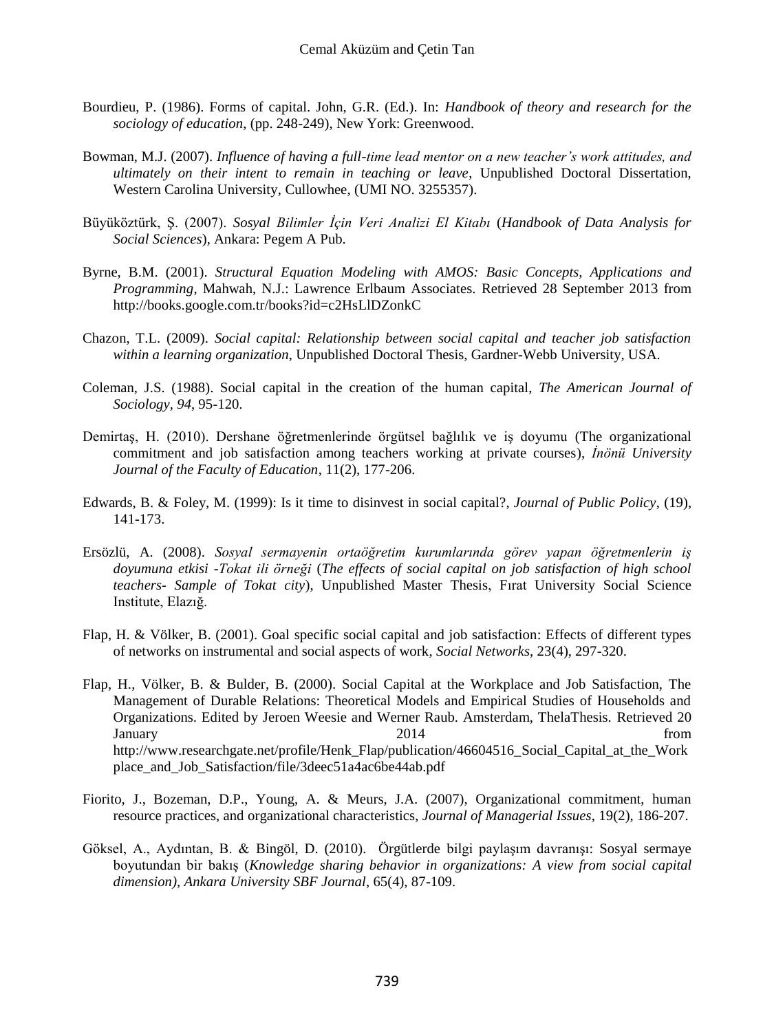Bourdieu, P. (1986). Forms of capital. John, G.R. (Ed.). In: *Handbook of theory and research for the sociology of education*, (pp. 248-249), New York: Greenwood.

Bowman, M.J. (2007). *Influence of having a full-time lead mentor on a new teacher's work attitudes, and ultimately on their intent to remain in teaching or leave*, Unpublished Doctoral Dissertation, Western Carolina University, Cullowhee, (UMI NO. 3255357).

Büyüköztürk, Ş. (2007). *Sosyal Bilimler İçin Veri Analizi El Kitabı* (*Handbook of Data Analysis for Social Sciences*), Ankara: Pegem A Pub.

Byrne, B.M. (2001). *Structural Equation Modeling with AMOS: Basic Concepts, Applications and Programming*, Mahwah, N.J.: Lawrence Erlbaum Associates. Retrieved 28 September 2013 from http://books.google.com.tr/books?id=c2HsLlDZonkC

Chazon, T.L. (2009). *Social capital: Relationship between social capital and teacher job satisfaction within a learning organization*, Unpublished Doctoral Thesis, Gardner-Webb University, USA.

Coleman, J.S. (1988). Social capital in the creation of the human capital, *The American Journal of Sociology*, *94*, 95-120.

Demirtaş, H. (2010). Dershane öğretmenlerinde örgütsel bağlılık ve iş doyumu (The organizational commitment and job satisfaction among teachers working at private courses), *İnönü University Journal of the Faculty of Education*, 11(2), 177-206.

Edwards, B. & Foley, M. (1999): Is it time to disinvest in social capital?, *Journal of Public Policy*, (19), 141-173.

Ersözlü, A. (2008). *Sosyal sermayenin ortaöğretim kurumlarında görev yapan öğretmenlerin iş doyumuna etkisi -Tokat ili örneği* (*The effects of social capital on job satisfaction of high school teachers- Sample of Tokat city*), Unpublished Master Thesis, Fırat University Social Science Institute, Elazığ.

Flap, H. & Völker, B. (2001). Goal specific social capital and job satisfaction: Effects of different types of networks on instrumental and social aspects of work, *Social Networks*, 23(4), 297-320.

Flap, H., Völker, B. & Bulder, B. (2000). Social Capital at the Workplace and Job Satisfaction, The Management of Durable Relations: Theoretical Models and Empirical Studies of Households and Organizations. Edited by Jeroen Weesie and Werner Raub. Amsterdam, ThelaThesis. Retrieved 20 January 2014 from http://www.researchgate.net/profile/Henk_Flap/publication/46604516_Social_Capital_at_the_Workplace_and_Job_Satisfaction/file/3deec51a4ac6be44ab.pdf

Fiorito, J., Bozeman, D.P., Young, A. & Meurs, J.A. (2007), Organizational commitment, human resource practices, and organizational characteristics, *Journal of Managerial Issues*, 19(2), 186-207.

Göksel, A., Aydıntan, B. & Bingöl, D. (2010). Örgütlerde bilgi paylaşım davranışı: Sosyal sermaye boyutundan bir bakış (*Knowledge sharing behavior in organizations: A view from social capital dimension)*, *Ankara University SBF Journal*, 65(4), 87-109.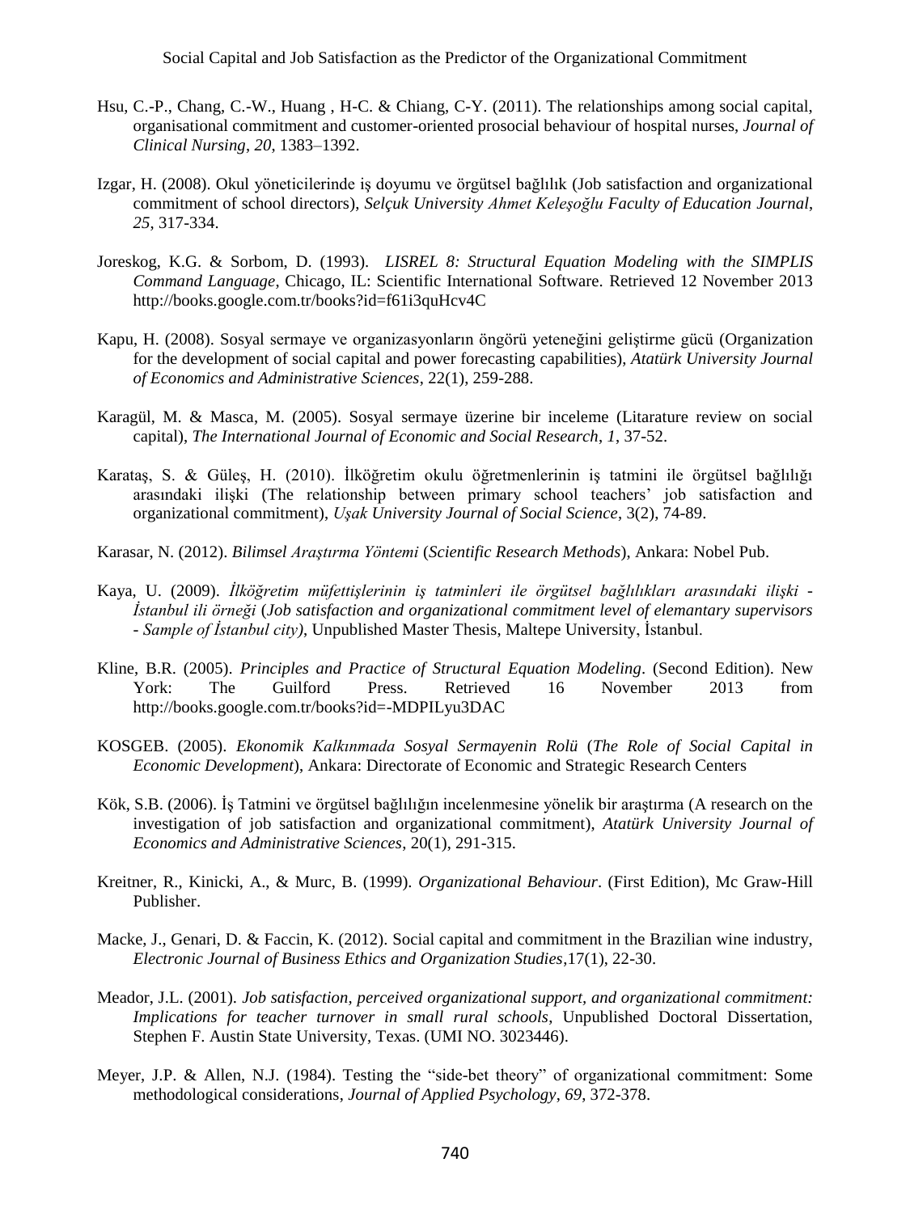Hsu, C.-P., Chang, C.-W., Huang , H-C. & Chiang, C-Y. (2011). The relationships among social capital, organisational commitment and customer-oriented prosocial behaviour of hospital nurses, *Journal of Clinical Nursing*, *20*, 1383–1392.

Izgar, H. (2008). Okul yöneticilerinde iş doyumu ve örgütsel bağlılık (Job satisfaction and organizational commitment of school directors), *Selçuk University Ahmet Keleşoğlu Faculty of Education Journal*, *25*, 317-334.

Joreskog, K.G. & Sorbom, D. (1993). *LISREL 8: Structural Equation Modeling with the SIMPLIS Command Language*, Chicago, IL: Scientific International Software. Retrieved 12 November 2013 http://books.google.com.tr/books?id=f61i3quHcv4C

Kapu, H. (2008). Sosyal sermaye ve organizasyonların öngörü yeteneğini geliştirme gücü (Organization for the development of social capital and power forecasting capabilities), *Atatürk University Journal of Economics and Administrative Sciences*, 22(1), 259-288.

Karagül, M. & Masca, M. (2005). Sosyal sermaye üzerine bir inceleme (Litarature review on social capital), *The International Journal of Economic and Social Research*, *1*, 37-52.

Karataş, S. & Güleş, H. (2010). İlköğretim okulu öğretmenlerinin iş tatmini ile örgütsel bağlılığı arasındaki ilişki (The relationship between primary school teachers' job satisfaction and organizational commitment), *Uşak University Journal of Social Science*, 3(2), 74-89.

Karasar, N. (2012). *Bilimsel Araştırma Yöntemi* (*Scientific Research Methods*), Ankara: Nobel Pub.

Kaya, U. (2009). *İlköğretim müfettişlerinin iş tatminleri ile örgütsel bağlılıkları arasındaki ilişki - İstanbul ili örneği* (*Job satisfaction and organizational commitment level of elemantary supervisors - Sample of İstanbul city)*, Unpublished Master Thesis, Maltepe University, İstanbul.

Kline, B.R. (2005). *Principles and Practice of Structural Equation Modeling*. (Second Edition). New York: The Guilford Press. Retrieved 16 November 2013 from http://books.google.com.tr/books?id=-MDPILyu3DAC

KOSGEB. (2005). *Ekonomik Kalkınmada Sosyal Sermayenin Rolü* (*The Role of Social Capital in Economic Development*), Ankara: Directorate of Economic and Strategic Research Centers

Kök, S.B. (2006). İş Tatmini ve örgütsel bağlılığın incelenmesine yönelik bir araştırma (A research on the investigation of job satisfaction and organizational commitment), *Atatürk University Journal of Economics and Administrative Sciences*, 20(1), 291-315.

Kreitner, R., Kinicki, A., & Murc, B. (1999). *Organizational Behaviour*. (First Edition), Mc Graw-Hill Publisher.

Macke, J., Genari, D. & Faccin, K. (2012). Social capital and commitment in the Brazilian wine industry, *Electronic Journal of Business Ethics and Organization Studies*,17(1), 22-30.

Meador, J.L. (2001). *Job satisfaction, perceived organizational support, and organizational commitment: Implications for teacher turnover in small rural schools*, Unpublished Doctoral Dissertation, Stephen F. Austin State University, Texas. (UMI NO. 3023446).

Meyer, J.P. & Allen, N.J. (1984). Testing the "side-bet theory" of organizational commitment: Some methodological considerations, *Journal of Applied Psychology*, *69*, 372-378.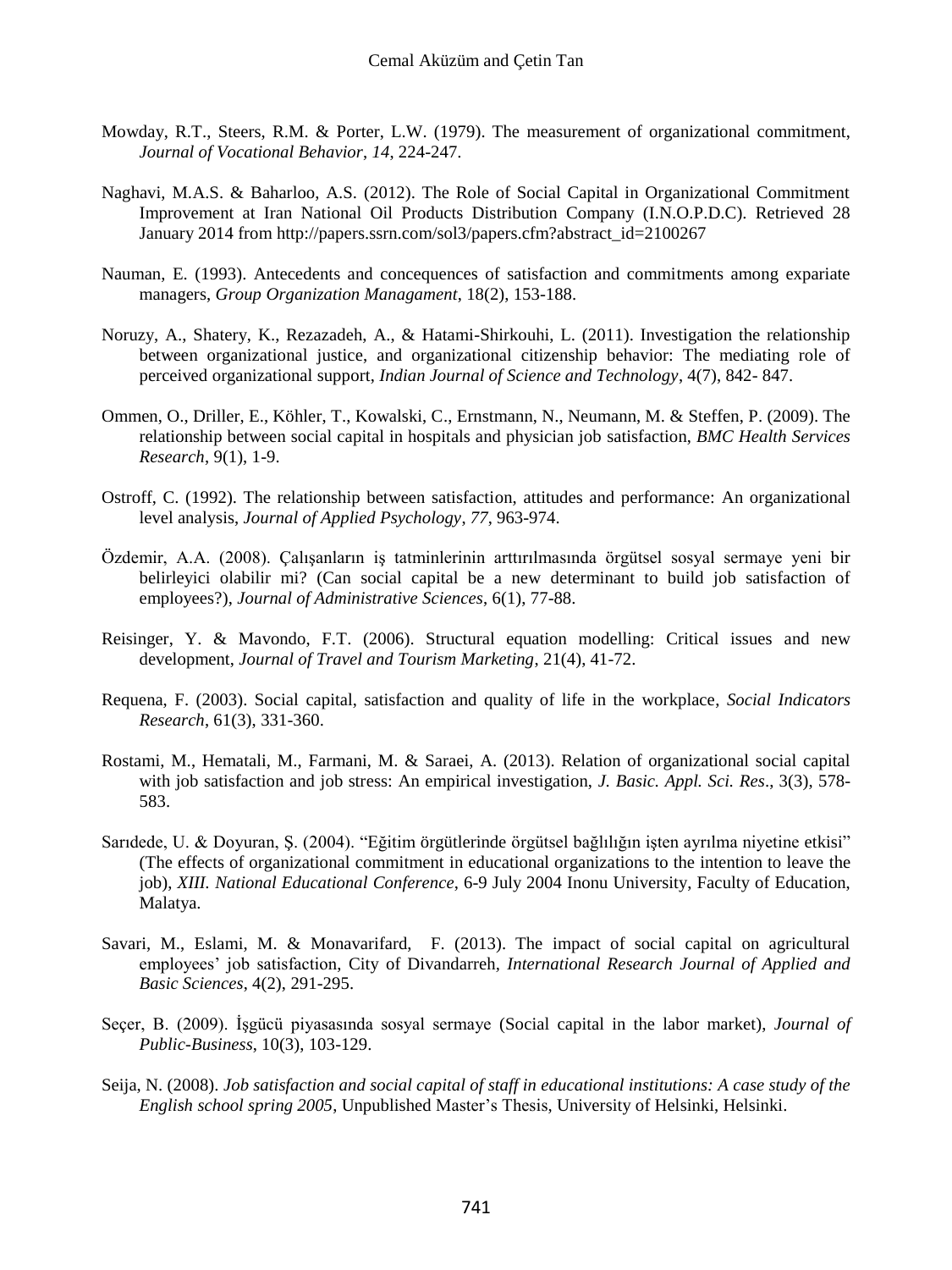Mowday, R.T., Steers, R.M. & Porter, L.W. (1979). The measurement of organizational commitment, *Journal of Vocational Behavior*, *14*, 224-247.

Naghavi, M.A.S. & Baharloo, A.S. (2012). The Role of Social Capital in Organizational Commitment Improvement at Iran National Oil Products Distribution Company (I.N.O.P.D.C). Retrieved 28 January 2014 from http://papers.ssrn.com/sol3/papers.cfm?abstract_id=2100267

Nauman, E. (1993). Antecedents and concequences of satisfaction and commitments among expariate managers, *Group Organization Managament*, 18(2), 153-188.

Noruzy, A., Shatery, K., Rezazadeh, A., & Hatami-Shirkouhi, L. (2011). Investigation the relationship between organizational justice, and organizational citizenship behavior: The mediating role of perceived organizational support, *Indian Journal of Science and Technology*, 4(7), 842- 847.

Ommen, O., Driller, E., Köhler, T., Kowalski, C., Ernstmann, N., Neumann, M. & Steffen, P. (2009). The relationship between social capital in hospitals and physician job satisfaction, *BMC Health Services Research*, 9(1), 1-9.

Ostroff, C. (1992). The relationship between satisfaction, attitudes and performance: An organizational level analysis, *Journal of Applied Psychology*, *77*, 963-974.

Özdemir, A.A. (2008). Çalışanların iş tatminlerinin arttırılmasında örgütsel sosyal sermaye yeni bir belirleyici olabilir mi? (Can social capital be a new determinant to build job satisfaction of employees?), *Journal of Administrative Sciences*, 6(1), 77-88.

Reisinger, Y. & Mavondo, F.T. (2006). Structural equation modelling: Critical issues and new development, *Journal of Travel and Tourism Marketing*, 21(4), 41-72.

Requena, F. (2003). Social capital, satisfaction and quality of life in the workplace, *Social Indicators Research*, 61(3), 331-360.

Rostami, M., Hematali, M., Farmani, M. & Saraei, A. (2013). Relation of organizational social capital with job satisfaction and job stress: An empirical investigation, *J. Basic. Appl. Sci. Res*., 3(3), 578-583.

Sarıdede, U. & Doyuran, Ş. (2004). "Eğitim örgütlerinde örgütsel bağlılığın işten ayrılma niyetine etkisi" (The effects of organizational commitment in educational organizations to the intention to leave the job), *XIII. National Educational Conference*, 6-9 July 2004 Inonu University, Faculty of Education, Malatya.

Savari, M., Eslami, M. & Monavarifard, F. (2013). The impact of social capital on agricultural employees' job satisfaction, City of Divandarreh, *International Research Journal of Applied and Basic Sciences*, 4(2), 291-295.

Seçer, B. (2009). İşgücü piyasasında sosyal sermaye (Social capital in the labor market), *Journal of Public-Business*, 10(3), 103-129.

Seija, N. (2008). *Job satisfaction and social capital of staff in educational institutions: A case study of the English school spring 2005*, Unpublished Master's Thesis, University of Helsinki, Helsinki.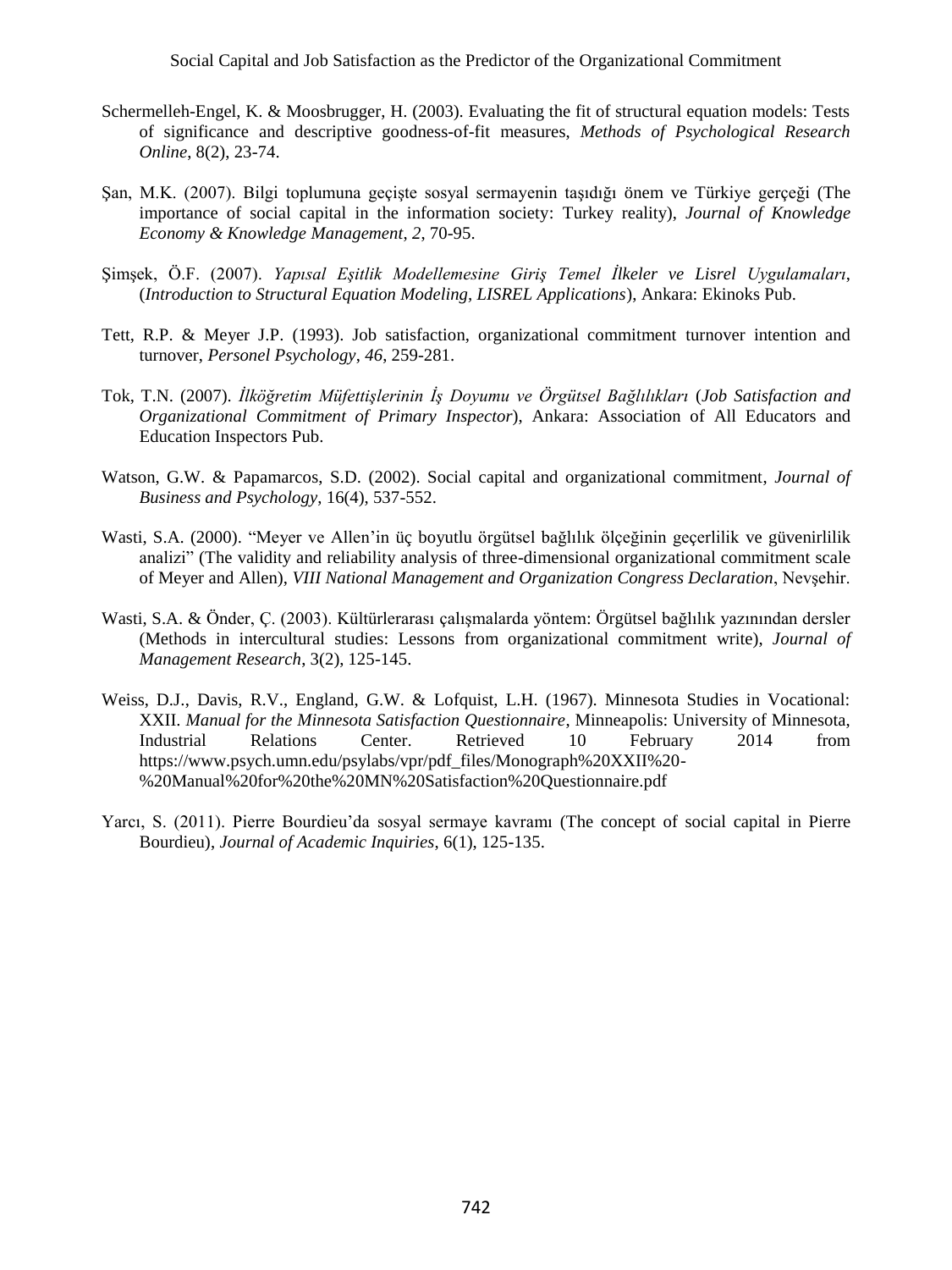Schermelleh-Engel, K. & Moosbrugger, H. (2003). Evaluating the fit of structural equation models: Tests of significance and descriptive goodness-of-fit measures, *Methods of Psychological Research Online*, 8(2), 23-74.

Şan, M.K. (2007). Bilgi toplumuna geçişte sosyal sermayenin taşıdığı önem ve Türkiye gerçeği (The importance of social capital in the information society: Turkey reality), *Journal of Knowledge Economy & Knowledge Management*, *2*, 70-95.

Şimşek, Ö.F. (2007). *Yapısal Eşitlik Modellemesine Giriş Temel İlkeler ve Lisrel Uygulamaları*, (*Introduction to Structural Equation Modeling, LISREL Applications*), Ankara: Ekinoks Pub.

Tett, R.P. & Meyer J.P. (1993). Job satisfaction, organizational commitment turnover intention and turnover, *Personel Psychology*, *46*, 259-281.

Tok, T.N. (2007). *İlköğretim Müfettişlerinin İş Doyumu ve Örgütsel Bağlılıkları* (*Job Satisfaction and Organizational Commitment of Primary Inspector*), Ankara: Association of All Educators and Education Inspectors Pub.

Watson, G.W. & Papamarcos, S.D. (2002). Social capital and organizational commitment, *Journal of Business and Psychology*, 16(4), 537-552.

Wasti, S.A. (2000). "Meyer ve Allen'in üç boyutlu örgütsel bağlılık ölçeğinin geçerlilik ve güvenirlilik analizi" (The validity and reliability analysis of three-dimensional organizational commitment scale of Meyer and Allen), *VIII National Management and Organization Congress Declaration*, Nevşehir.

Wasti, S.A. & Önder, Ç. (2003). Kültürlerarası çalışmalarda yöntem: Örgütsel bağlılık yazınından dersler (Methods in intercultural studies: Lessons from organizational commitment write), *Journal of Management Research*, 3(2), 125-145.

Weiss, D.J., Davis, R.V., England, G.W. & Lofquist, L.H. (1967). Minnesota Studies in Vocational: XXII. *Manual for the Minnesota Satisfaction Questionnaire*, Minneapolis: University of Minnesota, Industrial Relations Center. Retrieved 10 February 2014 from https://www.psych.umn.edu/psylabs/vpr/pdf_files/Monograph%20XXII%20-%20Manual%20for%20the%20MN%20Satisfaction%20Questionnaire.pdf

Yarcı, S. (2011). Pierre Bourdieu'da sosyal sermaye kavramı (The concept of social capital in Pierre Bourdieu), *Journal of Academic Inquiries*, 6(1), 125-135.